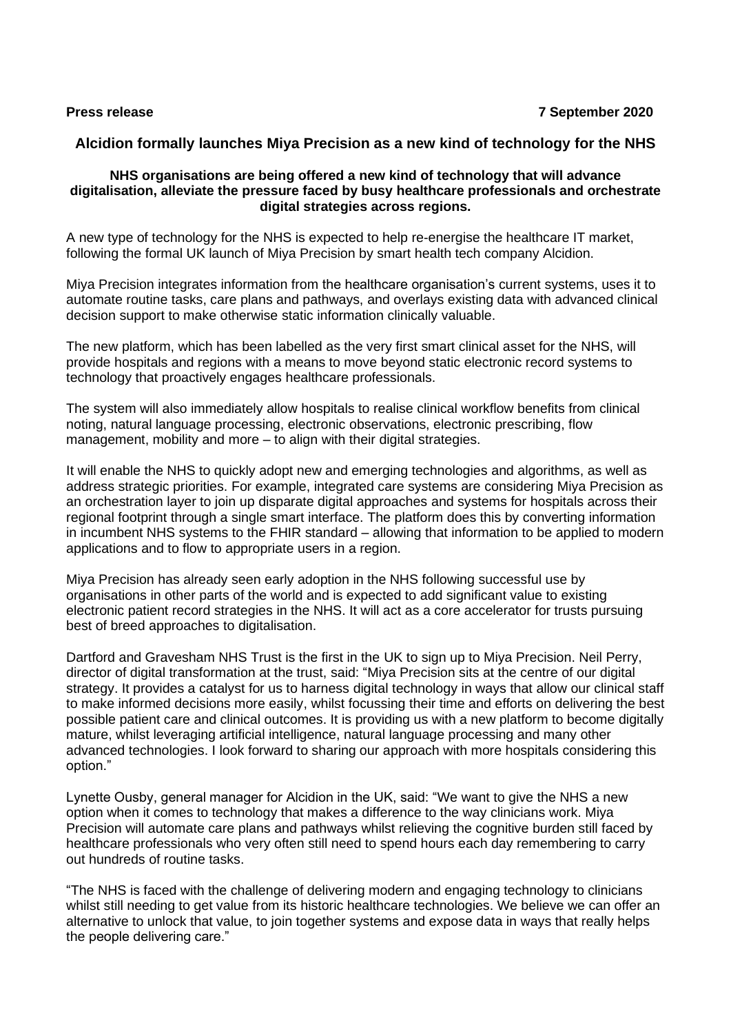**Press release** **7 September 2020**

# Alcidion formally launches Miya Precision as a new kind of technology for the NHS

**NHS organisations are being offered a new kind of technology that will advance digitalisation, alleviate the pressure faced by busy healthcare professionals and orchestrate digital strategies across regions.**

A new type of technology for the NHS is expected to help re-energise the healthcare IT market, following the formal UK launch of Miya Precision by smart health tech company Alcidion.

Miya Precision integrates information from the healthcare organisation's current systems, uses it to automate routine tasks, care plans and pathways, and overlays existing data with advanced clinical decision support to make otherwise static information clinically valuable.

The new platform, which has been labelled as the very first smart clinical asset for the NHS, will provide hospitals and regions with a means to move beyond static electronic record systems to technology that proactively engages healthcare professionals.

The system will also immediately allow hospitals to realise clinical workflow benefits from clinical noting, natural language processing, electronic observations, electronic prescribing, flow management, mobility and more – to align with their digital strategies.

It will enable the NHS to quickly adopt new and emerging technologies and algorithms, as well as address strategic priorities. For example, integrated care systems are considering Miya Precision as an orchestration layer to join up disparate digital approaches and systems for hospitals across their regional footprint through a single smart interface. The platform does this by converting information in incumbent NHS systems to the FHIR standard – allowing that information to be applied to modern applications and to flow to appropriate users in a region.

Miya Precision has already seen early adoption in the NHS following successful use by organisations in other parts of the world and is expected to add significant value to existing electronic patient record strategies in the NHS. It will act as a core accelerator for trusts pursuing best of breed approaches to digitalisation.

Dartford and Gravesham NHS Trust is the first in the UK to sign up to Miya Precision. Neil Perry, director of digital transformation at the trust, said: "Miya Precision sits at the centre of our digital strategy. It provides a catalyst for us to harness digital technology in ways that allow our clinical staff to make informed decisions more easily, whilst focussing their time and efforts on delivering the best possible patient care and clinical outcomes. It is providing us with a new platform to become digitally mature, whilst leveraging artificial intelligence, natural language processing and many other advanced technologies. I look forward to sharing our approach with more hospitals considering this option."

Lynette Ousby, general manager for Alcidion in the UK, said: "We want to give the NHS a new option when it comes to technology that makes a difference to the way clinicians work. Miya Precision will automate care plans and pathways whilst relieving the cognitive burden still faced by healthcare professionals who very often still need to spend hours each day remembering to carry out hundreds of routine tasks.

"The NHS is faced with the challenge of delivering modern and engaging technology to clinicians whilst still needing to get value from its historic healthcare technologies. We believe we can offer an alternative to unlock that value, to join together systems and expose data in ways that really helps the people delivering care."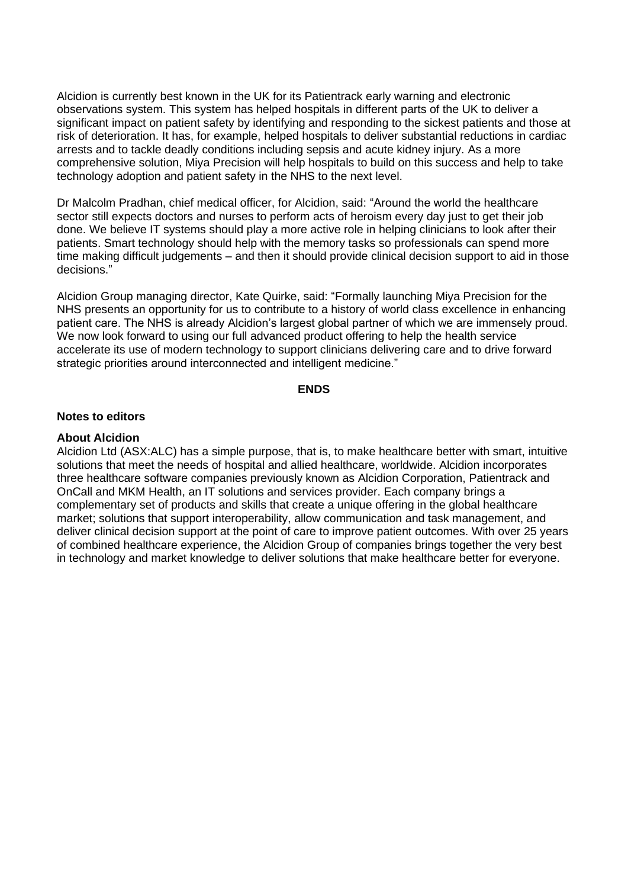Alcidion is currently best known in the UK for its Patientrack early warning and electronic observations system. This system has helped hospitals in different parts of the UK to deliver a significant impact on patient safety by identifying and responding to the sickest patients and those at risk of deterioration. It has, for example, helped hospitals to deliver substantial reductions in cardiac arrests and to tackle deadly conditions including sepsis and acute kidney injury. As a more comprehensive solution, Miya Precision will help hospitals to build on this success and help to take technology adoption and patient safety in the NHS to the next level.

Dr Malcolm Pradhan, chief medical officer, for Alcidion, said: "Around the world the healthcare sector still expects doctors and nurses to perform acts of heroism every day just to get their job done. We believe IT systems should play a more active role in helping clinicians to look after their patients. Smart technology should help with the memory tasks so professionals can spend more time making difficult judgements – and then it should provide clinical decision support to aid in those decisions."

Alcidion Group managing director, Kate Quirke, said: "Formally launching Miya Precision for the NHS presents an opportunity for us to contribute to a history of world class excellence in enhancing patient care. The NHS is already Alcidion's largest global partner of which we are immensely proud. We now look forward to using our full advanced product offering to help the health service accelerate its use of modern technology to support clinicians delivering care and to drive forward strategic priorities around interconnected and intelligent medicine."

**ENDS**

**Notes to editors**

**About Alcidion**

Alcidion Ltd (ASX:ALC) has a simple purpose, that is, to make healthcare better with smart, intuitive solutions that meet the needs of hospital and allied healthcare, worldwide. Alcidion incorporates three healthcare software companies previously known as Alcidion Corporation, Patientrack and OnCall and MKM Health, an IT solutions and services provider. Each company brings a complementary set of products and skills that create a unique offering in the global healthcare market; solutions that support interoperability, allow communication and task management, and deliver clinical decision support at the point of care to improve patient outcomes. With over 25 years of combined healthcare experience, the Alcidion Group of companies brings together the very best in technology and market knowledge to deliver solutions that make healthcare better for everyone.